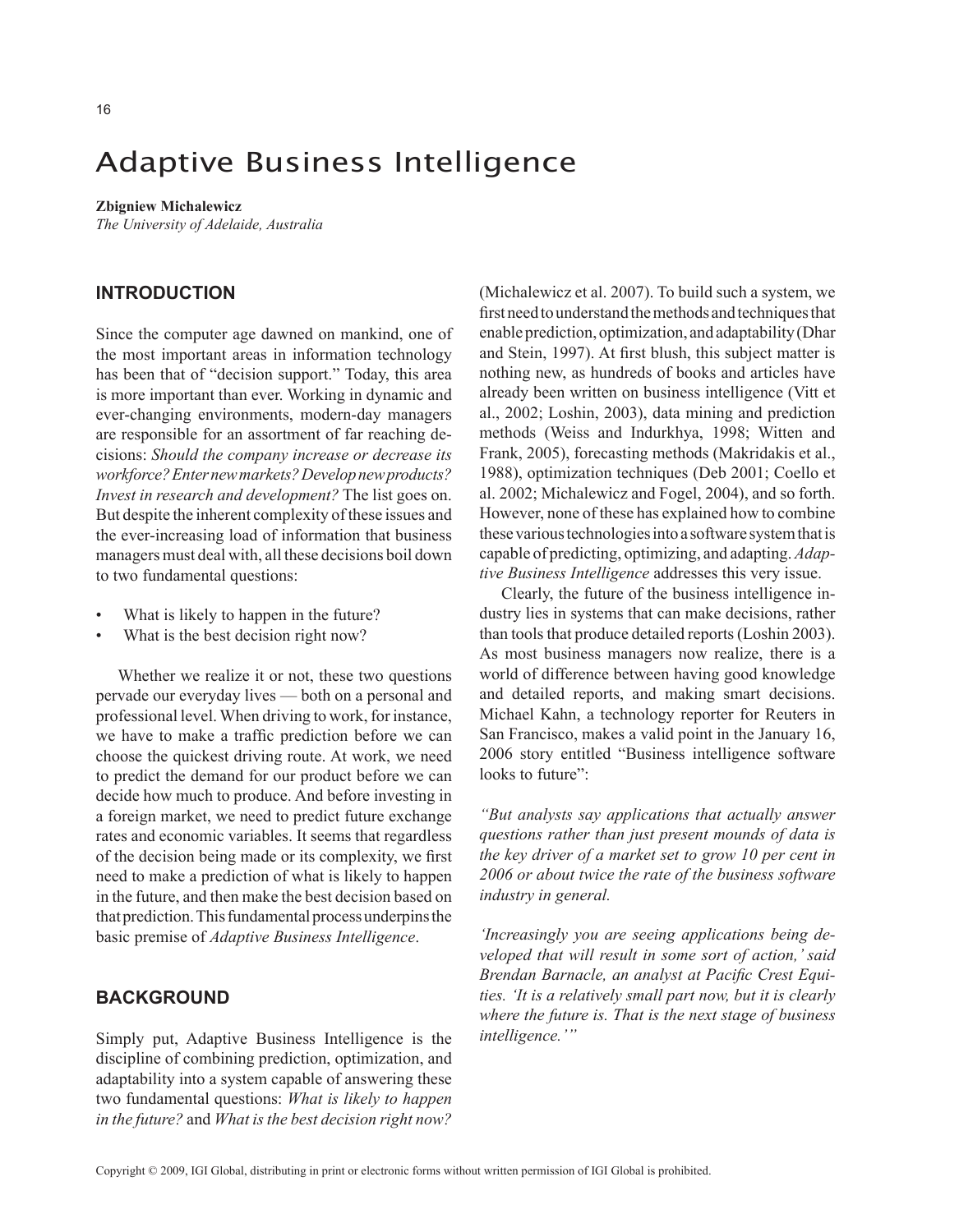# Adaptive Business Intelligence

**Zbigniew Michalewicz**
*The University of Adelaide, Australia*

## INTRODUCTION

Since the computer age dawned on mankind, one of the most important areas in information technology has been that of "decision support." Today, this area is more important than ever. Working in dynamic and ever-changing environments, modern-day managers are responsible for an assortment of far reaching decisions: *Should the company increase or decrease its workforce? Enter new markets? Develop new products? Invest in research and development?* The list goes on. But despite the inherent complexity of these issues and the ever-increasing load of information that business managers must deal with, all these decisions boil down to two fundamental questions:

- What is likely to happen in the future?
- What is the best decision right now?

Whether we realize it or not, these two questions pervade our everyday lives — both on a personal and professional level. When driving to work, for instance, we have to make a traffic prediction before we can choose the quickest driving route. At work, we need to predict the demand for our product before we can decide how much to produce. And before investing in a foreign market, we need to predict future exchange rates and economic variables. It seems that regardless of the decision being made or its complexity, we first need to make a prediction of what is likely to happen in the future, and then make the best decision based on that prediction. This fundamental process underpins the basic premise of *Adaptive Business Intelligence*.

## BACKGROUND

Simply put, Adaptive Business Intelligence is the discipline of combining prediction, optimization, and adaptability into a system capable of answering these two fundamental questions: *What is likely to happen in the future?* and *What is the best decision right now?* (Michalewicz et al. 2007). To build such a system, we first need to understand the methods and techniques that enable prediction, optimization, and adaptability (Dhar and Stein, 1997). At first blush, this subject matter is nothing new, as hundreds of books and articles have already been written on business intelligence (Vitt et al., 2002; Loshin, 2003), data mining and prediction methods (Weiss and Indurkhya, 1998; Witten and Frank, 2005), forecasting methods (Makridakis et al., 1988), optimization techniques (Deb 2001; Coello et al. 2002; Michalewicz and Fogel, 2004), and so forth. However, none of these has explained how to combine these various technologies into a software system that is capable of predicting, optimizing, and adapting. *Adaptive Business Intelligence* addresses this very issue.

Clearly, the future of the business intelligence industry lies in systems that can make decisions, rather than tools that produce detailed reports (Loshin 2003). As most business managers now realize, there is a world of difference between having good knowledge and detailed reports, and making smart decisions. Michael Kahn, a technology reporter for Reuters in San Francisco, makes a valid point in the January 16, 2006 story entitled "Business intelligence software looks to future":

*"But analysts say applications that actually answer questions rather than just present mounds of data is the key driver of a market set to grow 10 per cent in 2006 or about twice the rate of the business software industry in general.*

*'Increasingly you are seeing applications being developed that will result in some sort of action,' said Brendan Barnacle, an analyst at Pacific Crest Equities. 'It is a relatively small part now, but it is clearly where the future is. That is the next stage of business intelligence.'"*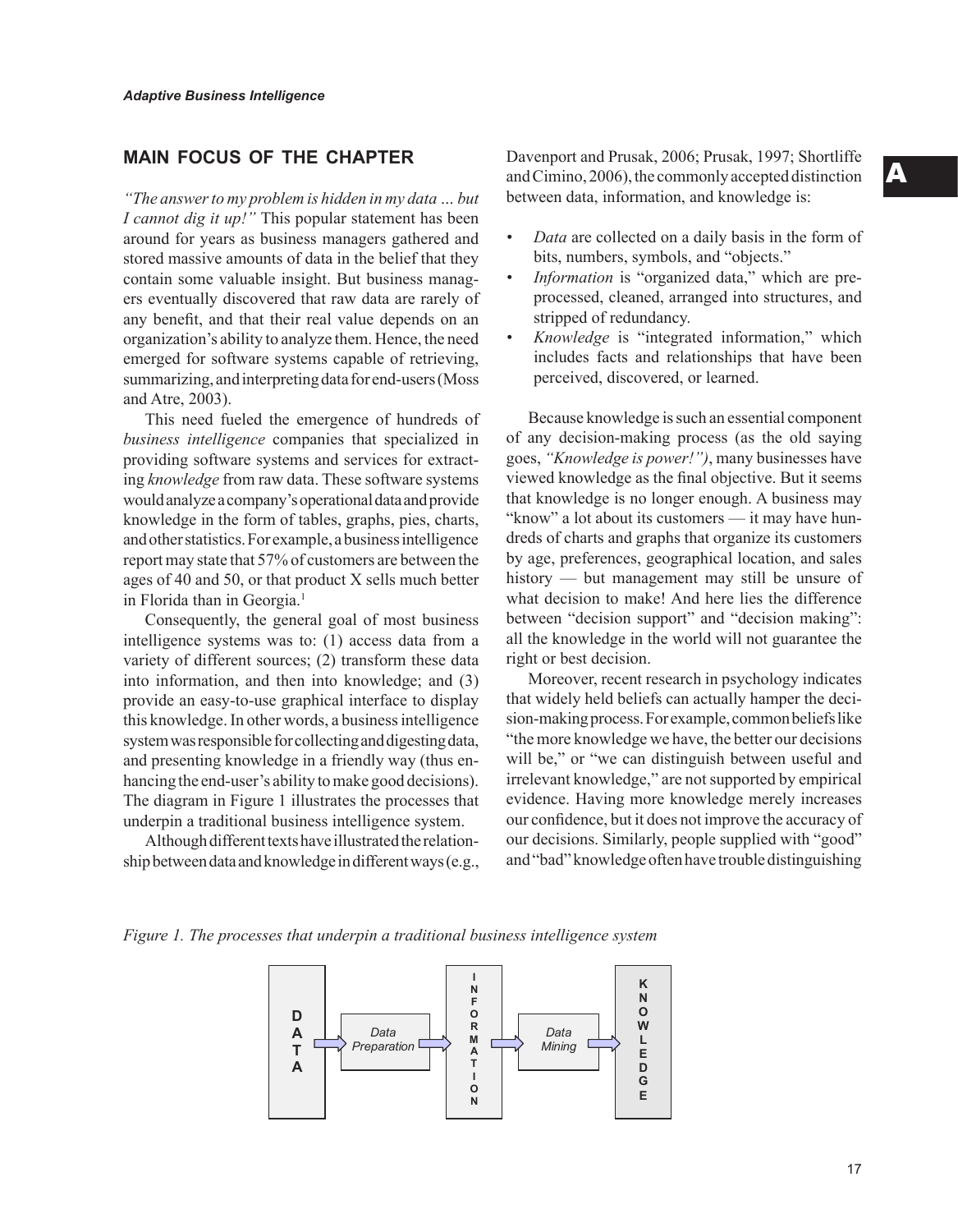## MAIN FOCUS OF THE CHAPTER

*"The answer to my problem is hidden in my data ... but I cannot dig it up!"* This popular statement has been around for years as business managers gathered and stored massive amounts of data in the belief that they contain some valuable insight. But business managers eventually discovered that raw data are rarely of any benefit, and that their real value depends on an organization's ability to analyze them. Hence, the need emerged for software systems capable of retrieving, summarizing, and interpreting data for end-users (Moss and Atre, 2003).

This need fueled the emergence of hundreds of *business intelligence* companies that specialized in providing software systems and services for extracting *knowledge* from raw data. These software systems would analyze a company's operational data and provide knowledge in the form of tables, graphs, pies, charts, and other statistics. For example, a business intelligence report may state that 57% of customers are between the ages of 40 and 50, or that product X sells much better in Florida than in Georgia.[1]

Consequently, the general goal of most business intelligence systems was to: (1) access data from a variety of different sources; (2) transform these data into information, and then into knowledge; and (3) provide an easy-to-use graphical interface to display this knowledge. In other words, a business intelligence system was responsible for collecting and digesting data, and presenting knowledge in a friendly way (thus enhancing the end-user's ability to make good decisions). The diagram in Figure 1 illustrates the processes that underpin a traditional business intelligence system.

Although different texts have illustrated the relationship between data and knowledge in different ways (e.g., Davenport and Prusak, 2006; Prusak, 1997; Shortliffe and Cimino, 2006), the commonly accepted distinction between data, information, and knowledge is:

- *Data* are collected on a daily basis in the form of bits, numbers, symbols, and "objects."
- *Information* is "organized data," which are preprocessed, cleaned, arranged into structures, and stripped of redundancy.
- *Knowledge* is "integrated information," which includes facts and relationships that have been perceived, discovered, or learned.

Because knowledge is such an essential component of any decision-making process (as the old saying goes, *"Knowledge is power!")*, many businesses have viewed knowledge as the final objective. But it seems that knowledge is no longer enough. A business may "know" a lot about its customers — it may have hundreds of charts and graphs that organize its customers by age, preferences, geographical location, and sales history — but management may still be unsure of what decision to make! And here lies the difference between "decision support" and "decision making": all the knowledge in the world will not guarantee the right or best decision.

Moreover, recent research in psychology indicates that widely held beliefs can actually hamper the decision-making process. For example, common beliefs like "the more knowledge we have, the better our decisions will be," or "we can distinguish between useful and irrelevant knowledge," are not supported by empirical evidence. Having more knowledge merely increases our confidence, but it does not improve the accuracy of our decisions. Similarly, people supplied with "good" and "bad" knowledge often have trouble distinguishing

*Figure 1. The processes that underpin a traditional business intelligence system*

DATA
Data Preparation
INFORMATION
Data Mining
KNOWLEDGE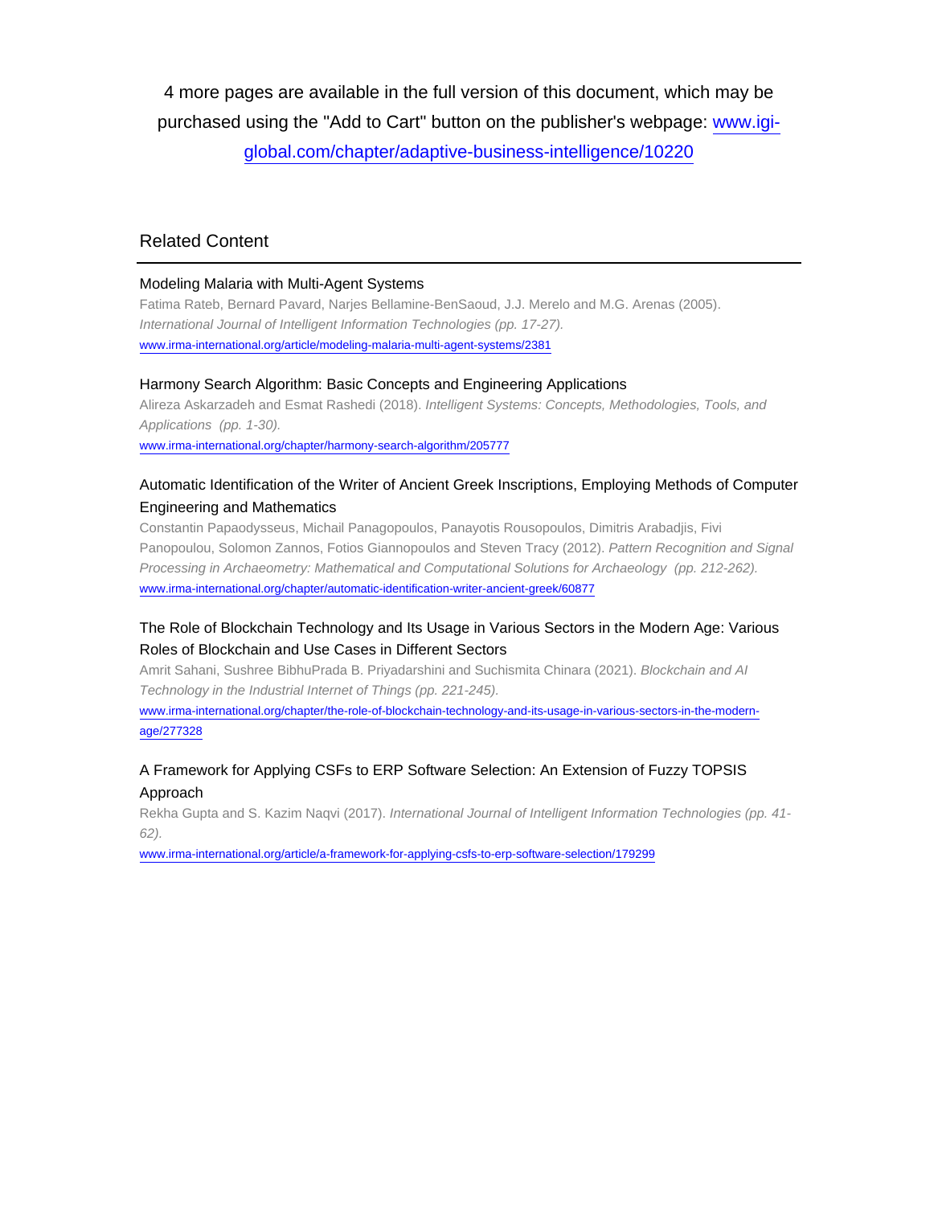4 more pages are available in the full version of this document, which may be purchased using the "Add to Cart" button on the publisher's webpage: [www.igi-global.com/chapter/adaptive-business-intelligence/10220](www.igi-global.com/chapter/adaptive-business-intelligence/10220)

## Related Content

### Modeling Malaria with Multi-Agent Systems

Fatima Rateb, Bernard Pavard, Narjes Bellamine-BenSaoud, J.J. Merelo and M.G. Arenas (2005). *International Journal of Intelligent Information Technologies (pp. 17-27).*

[www.irma-international.org/article/modeling-malaria-multi-agent-systems/2381](www.irma-international.org/article/modeling-malaria-multi-agent-systems/2381)

### Harmony Search Algorithm: Basic Concepts and Engineering Applications

Alireza Askarzadeh and Esmat Rashedi (2018). *Intelligent Systems: Concepts, Methodologies, Tools, and Applications (pp. 1-30).*

[www.irma-international.org/chapter/harmony-search-algorithm/205777](www.irma-international.org/chapter/harmony-search-algorithm/205777)

### Automatic Identification of the Writer of Ancient Greek Inscriptions, Employing Methods of Computer Engineering and Mathematics

Constantin Papaodysseus, Michail Panagopoulos, Panayotis Rousopoulos, Dimitris Arabadjis, Fivi Panopoulou, Solomon Zannos, Fotios Giannopoulos and Steven Tracy (2012). *Pattern Recognition and Signal Processing in Archaeometry: Mathematical and Computational Solutions for Archaeology (pp. 212-262).*

[www.irma-international.org/chapter/automatic-identification-writer-ancient-greek/60877](www.irma-international.org/chapter/automatic-identification-writer-ancient-greek/60877)

### The Role of Blockchain Technology and Its Usage in Various Sectors in the Modern Age: Various Roles of Blockchain and Use Cases in Different Sectors

Amrit Sahani, Sushree BibhuPrada B. Priyadarshini and Suchismita Chinara (2021). *Blockchain and AI Technology in the Industrial Internet of Things (pp. 221-245).*

[www.irma-international.org/chapter/the-role-of-blockchain-technology-and-its-usage-in-various-sectors-in-the-modern-age/277328](www.irma-international.org/chapter/the-role-of-blockchain-technology-and-its-usage-in-various-sectors-in-the-modern-age/277328)

### A Framework for Applying CSFs to ERP Software Selection: An Extension of Fuzzy TOPSIS Approach

Rekha Gupta and S. Kazim Naqvi (2017). *International Journal of Intelligent Information Technologies (pp. 41-62).*

[www.irma-international.org/article/a-framework-for-applying-csfs-to-erp-software-selection/179299](www.irma-international.org/article/a-framework-for-applying-csfs-to-erp-software-selection/179299)